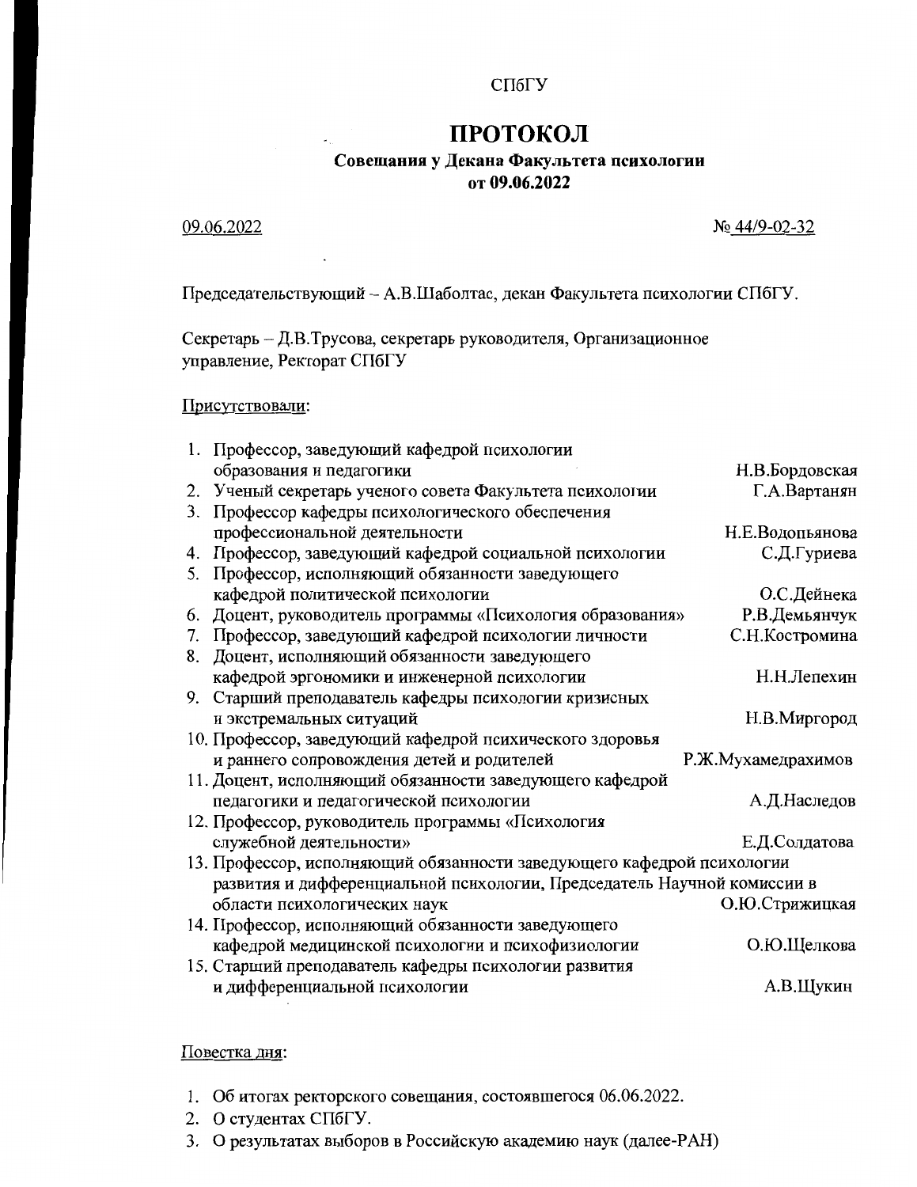СПбГУ

# ПРОТОКОЛ

**Совещания у Декана Факультета психологии**
**от 09.06.2022**

09.06.2022 № 44/9-02-32

Председательствующий – А.В.Шаболтас, декан Факультета психологии СПбГУ.

Секретарь – Д.В.Трусова, секретарь руководителя, Организационное управление, Ректорат СПбГУ

Присутствовали:

1. Профессор, заведующий кафедрой психологии образования и педагогики — Н.В.Бордовская
2. Ученый секретарь ученого совета Факультета психологии — Г.А.Вартанян
3. Профессор кафедры психологического обеспечения профессиональной деятельности — Н.Е.Водопьянова
4. Профессор, заведующий кафедрой социальной психологии — С.Д.Гуриева
5. Профессор, исполняющий обязанности заведующего кафедрой политической психологии — О.С.Дейнека
6. Доцент, руководитель программы «Психология образования» — Р.В.Демьянчук
7. Профессор, заведующий кафедрой психологии личности — С.Н.Костромина
8. Доцент, исполняющий обязанности заведующего кафедрой эргономики и инженерной психологии — Н.Н.Лепехин
9. Старший преподаватель кафедры психологии кризисных и экстремальных ситуаций — Н.В.Миргород
10. Профессор, заведующий кафедрой психического здоровья и раннего сопровождения детей и родителей — Р.Ж.Мухамедрахимов
11. Доцент, исполняющий обязанности заведующего кафедрой педагогики и педагогической психологии — А.Д.Наследов
12. Профессор, руководитель программы «Психология служебной деятельности» — Е.Д.Солдатова
13. Профессор, исполняющий обязанности заведующего кафедрой психологии развития и дифференциальной психологии, Председатель Научной комиссии в области психологических наук — О.Ю.Стрижицкая
14. Профессор, исполняющий обязанности заведующего кафедрой медицинской психологии и психофизиологии — О.Ю.Щелкова
15. Старший преподаватель кафедры психологии развития и дифференциальной психологии — А.В.Щукин

Повестка дня:

1. Об итогах ректорского совещания, состоявшегося 06.06.2022.
2. О студентах СПбГУ.
3. О результатах выборов в Российскую академию наук (далее-РАН)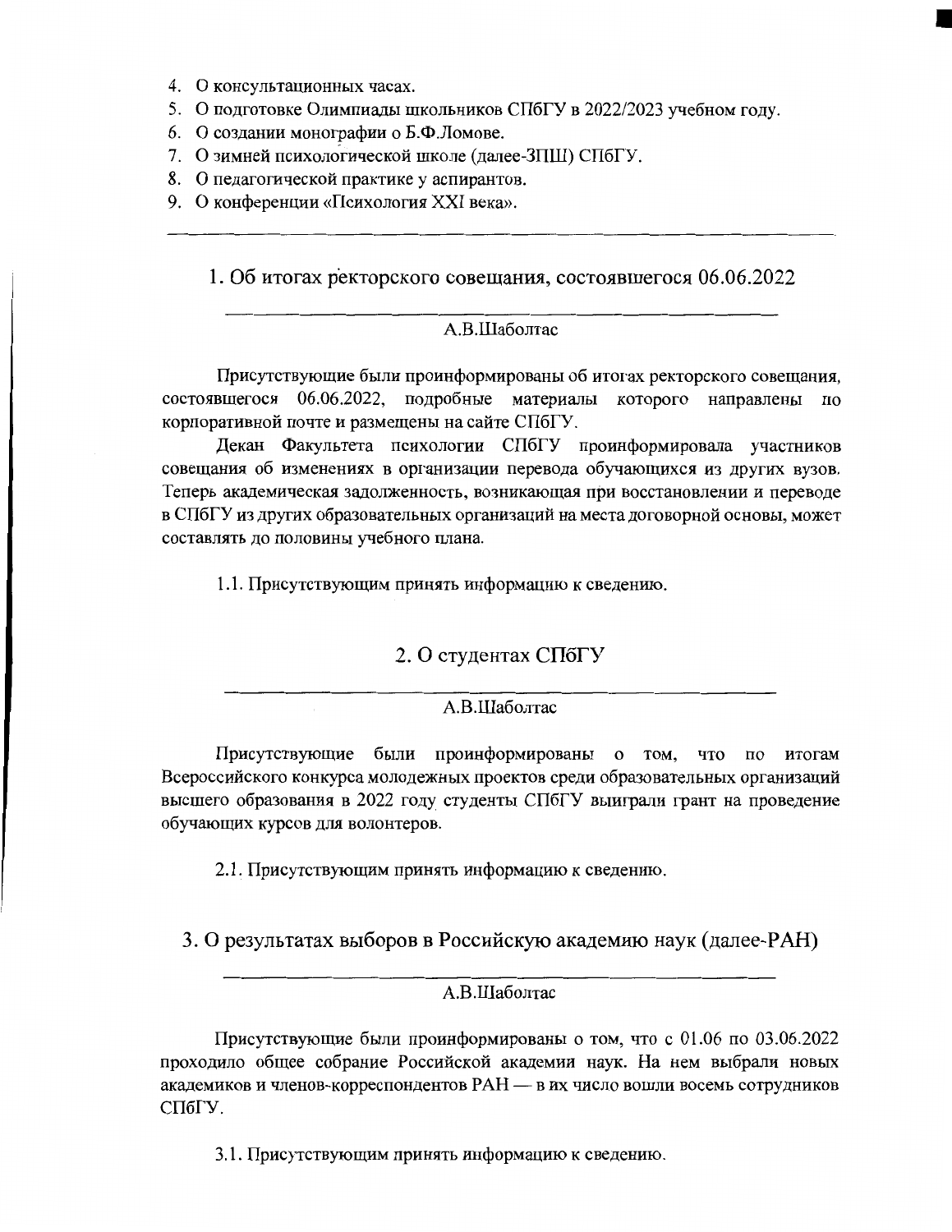4. О консультационных часах.
5. О подготовке Олимпиады школьников СПбГУ в 2022/2023 учебном году.
6. О создании монографии о Б.Ф.Ломове.
7. О зимней психологической школе (далее-ЗПШ) СПбГУ.
8. О педагогической практике у аспирантов.
9. О конференции «Психология XXI века».

---

## 1. Об итогах ректорского совещания, состоявшегося 06.06.2022

А.В.Шаболтас

Присутствующие были проинформированы об итогах ректорского совещания, состоявшегося 06.06.2022, подробные материалы которого направлены по корпоративной почте и размещены на сайте СПбГУ.

Декан Факультета психологии СПбГУ проинформировала участников совещания об изменениях в организации перевода обучающихся из других вузов. Теперь академическая задолженность, возникающая при восстановлении и переводе в СПбГУ из других образовательных организаций на места договорной основы, может составлять до половины учебного плана.

1.1. Присутствующим принять информацию к сведению.

## 2. О студентах СПбГУ

А.В.Шаболтас

Присутствующие были проинформированы о том, что по итогам Всероссийского конкурса молодежных проектов среди образовательных организаций высшего образования в 2022 году студенты СПбГУ выиграли грант на проведение обучающих курсов для волонтеров.

2.1. Присутствующим принять информацию к сведению.

## 3. О результатах выборов в Российскую академию наук (далее-РАН)

А.В.Шаболтас

Присутствующие были проинформированы о том, что с 01.06 по 03.06.2022 проходило общее собрание Российской академии наук. На нем выбрали новых академиков и членов-корреспондентов РАН — в их число вошли восемь сотрудников СПбГУ.

3.1. Присутствующим принять информацию к сведению.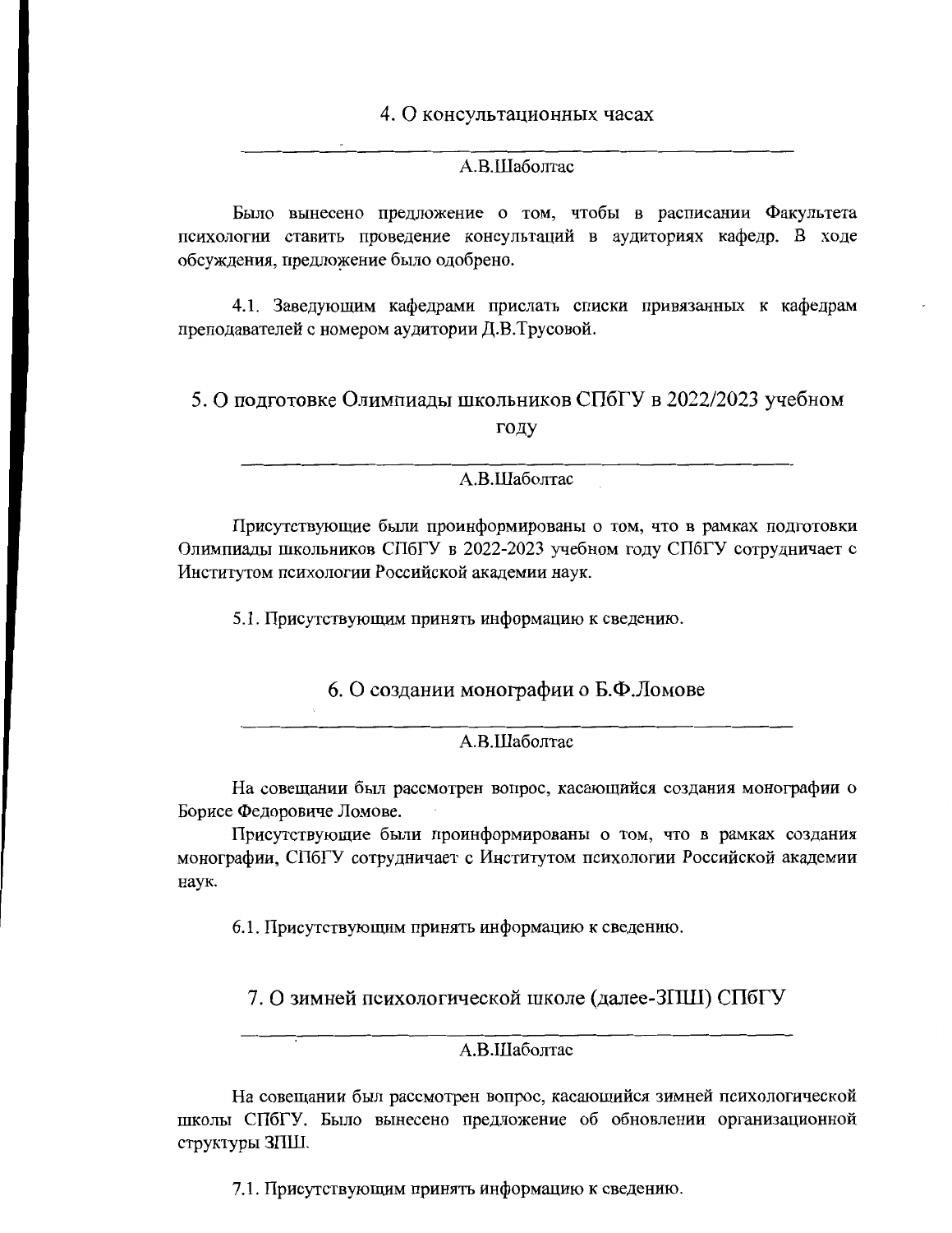## 4. О консультационных часах

---

А.В.Шаболтас

Было вынесено предложение о том, чтобы в расписании Факультета психологии ставить проведение консультаций в аудиториях кафедр. В ходе обсуждения, предложение было одобрено.

4.1. Заведующим кафедрами прислать списки привязанных к кафедрам преподавателей с номером аудитории Д.В.Трусовой.

## 5. О подготовке Олимпиады школьников СПбГУ в 2022/2023 учебном году

---

А.В.Шаболтас

Присутствующие были проинформированы о том, что в рамках подготовки Олимпиады школьников СПбГУ в 2022-2023 учебном году СПбГУ сотрудничает с Институтом психологии Российской академии наук.

5.1. Присутствующим принять информацию к сведению.

## 6. О создании монографии о Б.Ф.Ломове

---

А.В.Шаболтас

На совещании был рассмотрен вопрос, касающийся создания монографии о Борисе Федоровиче Ломове.

Присутствующие были проинформированы о том, что в рамках создания монографии, СПбГУ сотрудничает с Институтом психологии Российской академии наук.

6.1. Присутствующим принять информацию к сведению.

## 7. О зимней психологической школе (далее-ЗПШ) СПбГУ

---

А.В.Шаболтас

На совещании был рассмотрен вопрос, касающийся зимней психологической школы СПбГУ. Было вынесено предложение об обновлении организационной структуры ЗПШ.

7.1. Присутствующим принять информацию к сведению.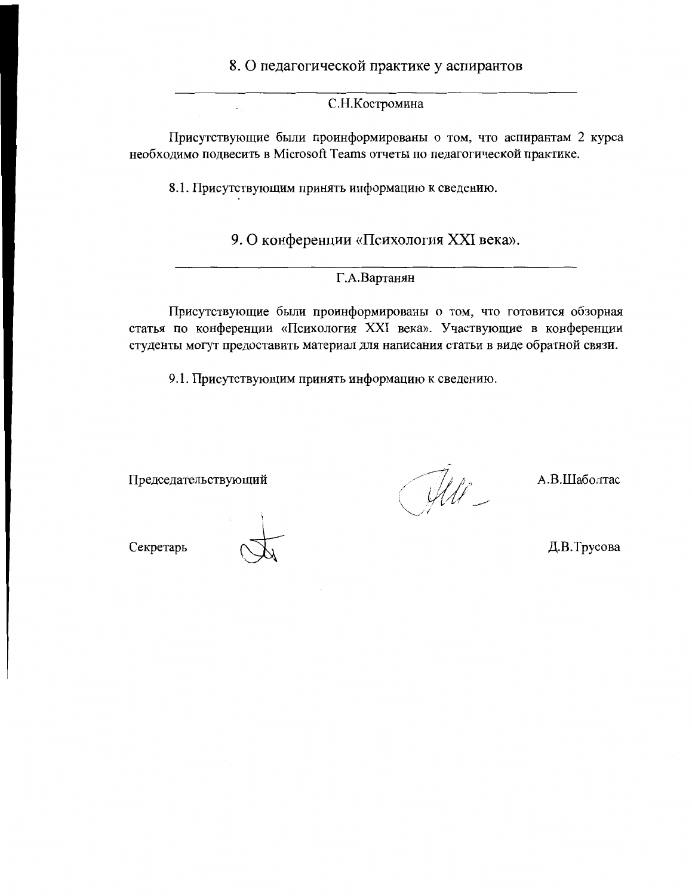## 8. О педагогической практике у аспирантов

С.Н.Костромина

Присутствующие были проинформированы о том, что аспирантам 2 курса необходимо подвесить в Microsoft Teams отчеты по педагогической практике.

8.1. Присутствующим принять информацию к сведению.

## 9. О конференции «Психология XXI века».

Г.А.Вартанян

Присутствующие были проинформированы о том, что готовится обзорная статья по конференции «Психология XXI века». Участвующие в конференции студенты могут предоставить материал для написания статьи в виде обратной связи.

9.1. Присутствующим принять информацию к сведению.

Председательствующий А.В.Шаболтас

Секретарь Д.В.Трусова